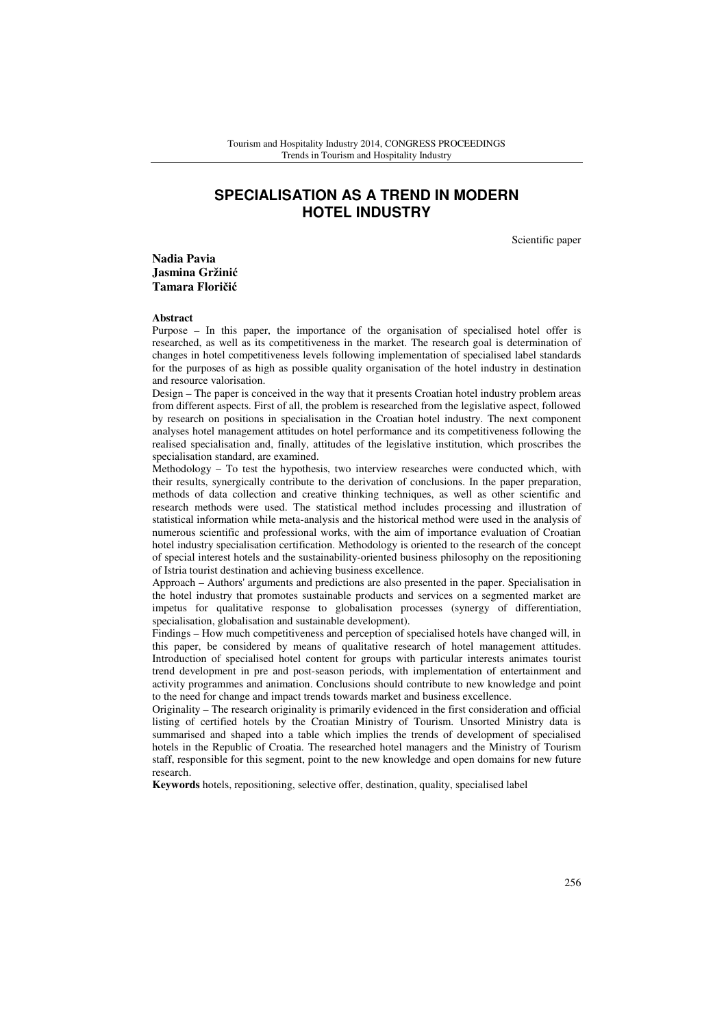# SPECIALISATION AS A TREND IN MODERN HOTEL INDUSTRY

Scientific paper

**Nadia Pavia**
**Jasmina Gržinić**
**Tamara Floričić**

**Abstract**

Purpose – In this paper, the importance of the organisation of specialised hotel offer is researched, as well as its competitiveness in the market. The research goal is determination of changes in hotel competitiveness levels following implementation of specialised label standards for the purposes of as high as possible quality organisation of the hotel industry in destination and resource valorisation.

Design – The paper is conceived in the way that it presents Croatian hotel industry problem areas from different aspects. First of all, the problem is researched from the legislative aspect, followed by research on positions in specialisation in the Croatian hotel industry. The next component analyses hotel management attitudes on hotel performance and its competitiveness following the realised specialisation and, finally, attitudes of the legislative institution, which proscribes the specialisation standard, are examined.

Methodology – To test the hypothesis, two interview researches were conducted which, with their results, synergically contribute to the derivation of conclusions. In the paper preparation, methods of data collection and creative thinking techniques, as well as other scientific and research methods were used. The statistical method includes processing and illustration of statistical information while meta-analysis and the historical method were used in the analysis of numerous scientific and professional works, with the aim of importance evaluation of Croatian hotel industry specialisation certification. Methodology is oriented to the research of the concept of special interest hotels and the sustainability-oriented business philosophy on the repositioning of Istria tourist destination and achieving business excellence.

Approach – Authors' arguments and predictions are also presented in the paper. Specialisation in the hotel industry that promotes sustainable products and services on a segmented market are impetus for qualitative response to globalisation processes (synergy of differentiation, specialisation, globalisation and sustainable development).

Findings – How much competitiveness and perception of specialised hotels have changed will, in this paper, be considered by means of qualitative research of hotel management attitudes. Introduction of specialised hotel content for groups with particular interests animates tourist trend development in pre and post-season periods, with implementation of entertainment and activity programmes and animation. Conclusions should contribute to new knowledge and point to the need for change and impact trends towards market and business excellence.

Originality – The research originality is primarily evidenced in the first consideration and official listing of certified hotels by the Croatian Ministry of Tourism. Unsorted Ministry data is summarised and shaped into a table which implies the trends of development of specialised hotels in the Republic of Croatia. The researched hotel managers and the Ministry of Tourism staff, responsible for this segment, point to the new knowledge and open domains for new future research.

**Keywords** hotels, repositioning, selective offer, destination, quality, specialised label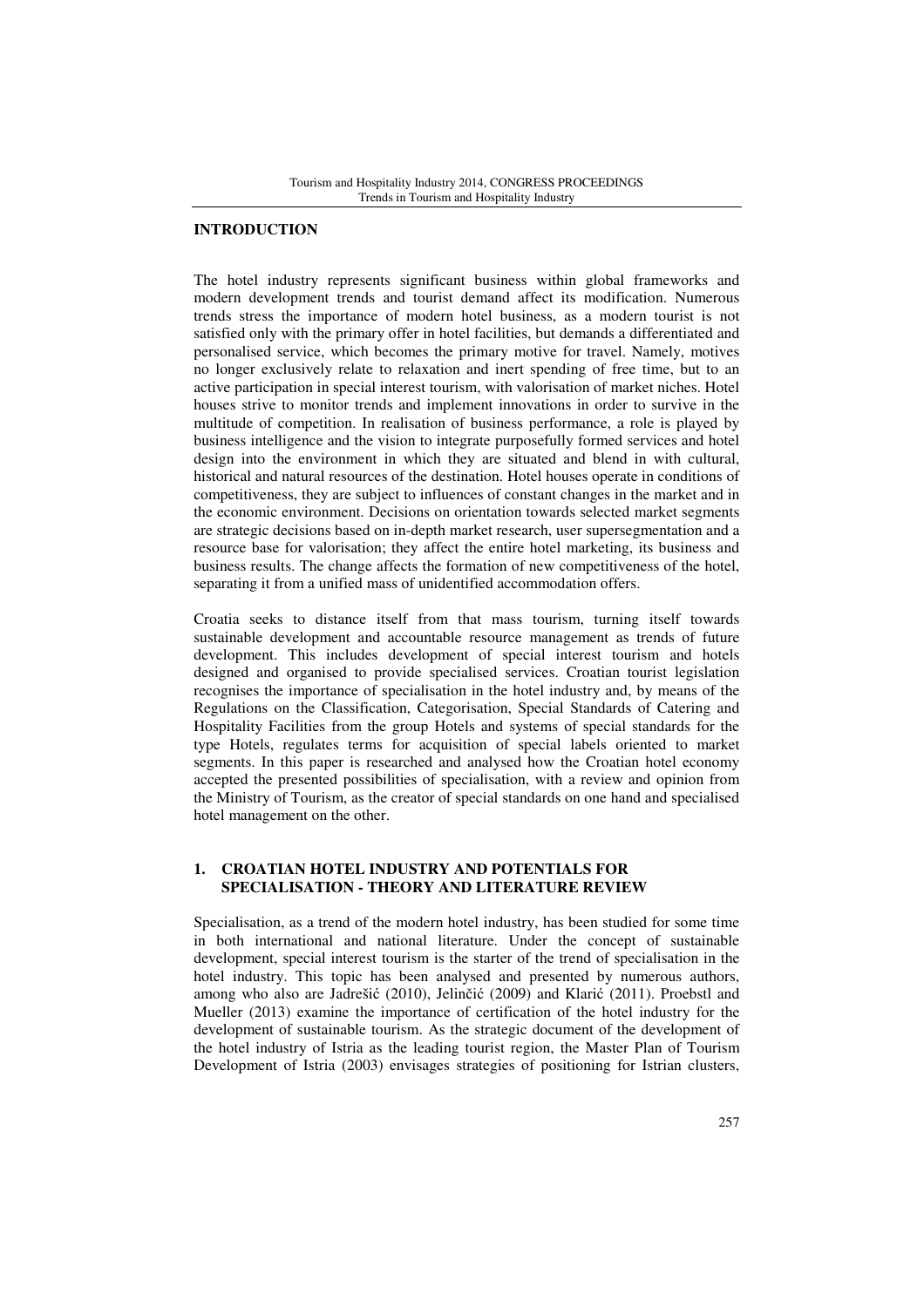## INTRODUCTION

The hotel industry represents significant business within global frameworks and modern development trends and tourist demand affect its modification. Numerous trends stress the importance of modern hotel business, as a modern tourist is not satisfied only with the primary offer in hotel facilities, but demands a differentiated and personalised service, which becomes the primary motive for travel. Namely, motives no longer exclusively relate to relaxation and inert spending of free time, but to an active participation in special interest tourism, with valorisation of market niches. Hotel houses strive to monitor trends and implement innovations in order to survive in the multitude of competition. In realisation of business performance, a role is played by business intelligence and the vision to integrate purposefully formed services and hotel design into the environment in which they are situated and blend in with cultural, historical and natural resources of the destination. Hotel houses operate in conditions of competitiveness, they are subject to influences of constant changes in the market and in the economic environment. Decisions on orientation towards selected market segments are strategic decisions based on in-depth market research, user supersegmentation and a resource base for valorisation; they affect the entire hotel marketing, its business and business results. The change affects the formation of new competitiveness of the hotel, separating it from a unified mass of unidentified accommodation offers.

Croatia seeks to distance itself from that mass tourism, turning itself towards sustainable development and accountable resource management as trends of future development. This includes development of special interest tourism and hotels designed and organised to provide specialised services. Croatian tourist legislation recognises the importance of specialisation in the hotel industry and, by means of the Regulations on the Classification, Categorisation, Special Standards of Catering and Hospitality Facilities from the group Hotels and systems of special standards for the type Hotels, regulates terms for acquisition of special labels oriented to market segments. In this paper is researched and analysed how the Croatian hotel economy accepted the presented possibilities of specialisation, with a review and opinion from the Ministry of Tourism, as the creator of special standards on one hand and specialised hotel management on the other.

## 1. CROATIAN HOTEL INDUSTRY AND POTENTIALS FOR SPECIALISATION - THEORY AND LITERATURE REVIEW

Specialisation, as a trend of the modern hotel industry, has been studied for some time in both international and national literature. Under the concept of sustainable development, special interest tourism is the starter of the trend of specialisation in the hotel industry. This topic has been analysed and presented by numerous authors, among who also are Jadrešić (2010), Jelinčić (2009) and Klarić (2011). Proebstl and Mueller (2013) examine the importance of certification of the hotel industry for the development of sustainable tourism. As the strategic document of the development of the hotel industry of Istria as the leading tourist region, the Master Plan of Tourism Development of Istria (2003) envisages strategies of positioning for Istrian clusters,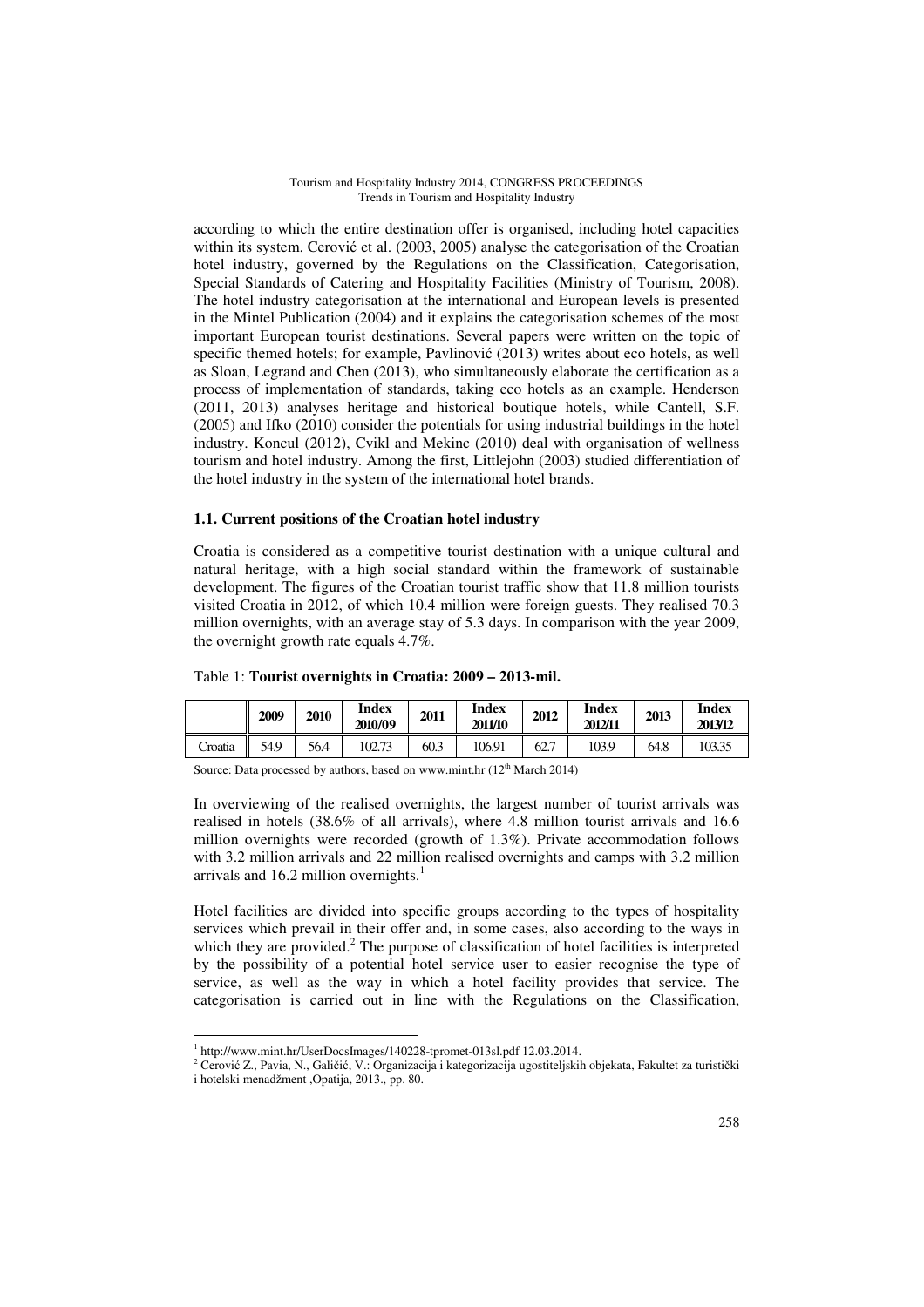according to which the entire destination offer is organised, including hotel capacities within its system. Cerović et al. (2003, 2005) analyse the categorisation of the Croatian hotel industry, governed by the Regulations on the Classification, Categorisation, Special Standards of Catering and Hospitality Facilities (Ministry of Tourism, 2008). The hotel industry categorisation at the international and European levels is presented in the Mintel Publication (2004) and it explains the categorisation schemes of the most important European tourist destinations. Several papers were written on the topic of specific themed hotels; for example, Pavlinović (2013) writes about eco hotels, as well as Sloan, Legrand and Chen (2013), who simultaneously elaborate the certification as a process of implementation of standards, taking eco hotels as an example. Henderson (2011, 2013) analyses heritage and historical boutique hotels, while Cantell, S.F. (2005) and Ifko (2010) consider the potentials for using industrial buildings in the hotel industry. Koncul (2012), Cvikl and Mekinc (2010) deal with organisation of wellness tourism and hotel industry. Among the first, Littlejohn (2003) studied differentiation of the hotel industry in the system of the international hotel brands.

### 1.1. Current positions of the Croatian hotel industry

Croatia is considered as a competitive tourist destination with a unique cultural and natural heritage, with a high social standard within the framework of sustainable development. The figures of the Croatian tourist traffic show that 11.8 million tourists visited Croatia in 2012, of which 10.4 million were foreign guests. They realised 70.3 million overnights, with an average stay of 5.3 days. In comparison with the year 2009, the overnight growth rate equals 4.7%.

Table 1: **Tourist overnights in Croatia: 2009 – 2013-mil.**

| | 2009 | 2010 | Index 2010/09 | 2011 | Index 2011/10 | 2012 | Index 2012/11 | 2013 | Index 2013/12 |
|---|---|---|---|---|---|---|---|---|---|
| Croatia | 54.9 | 56.4 | 102.73 | 60.3 | 106.91 | 62.7 | 103.9 | 64.8 | 103.35 |

Source: Data processed by authors, based on www.mint.hr (12th March 2014)

In overviewing of the realised overnights, the largest number of tourist arrivals was realised in hotels (38.6% of all arrivals), where 4.8 million tourist arrivals and 16.6 million overnights were recorded (growth of 1.3%). Private accommodation follows with 3.2 million arrivals and 22 million realised overnights and camps with 3.2 million arrivals and 16.2 million overnights.[1]

Hotel facilities are divided into specific groups according to the types of hospitality services which prevail in their offer and, in some cases, also according to the ways in which they are provided.[2] The purpose of classification of hotel facilities is interpreted by the possibility of a potential hotel service user to easier recognise the type of service, as well as the way in which a hotel facility provides that service. The categorisation is carried out in line with the Regulations on the Classification,

[1] http://www.mint.hr/UserDocsImages/140228-tpromet-013sl.pdf 12.03.2014.

[2] Cerović Z., Pavia, N., Galičić, V.: Organizacija i kategorizacija ugostiteljskih objekata, Fakultet za turistički i hotelski menadžment ,Opatija, 2013., pp. 80.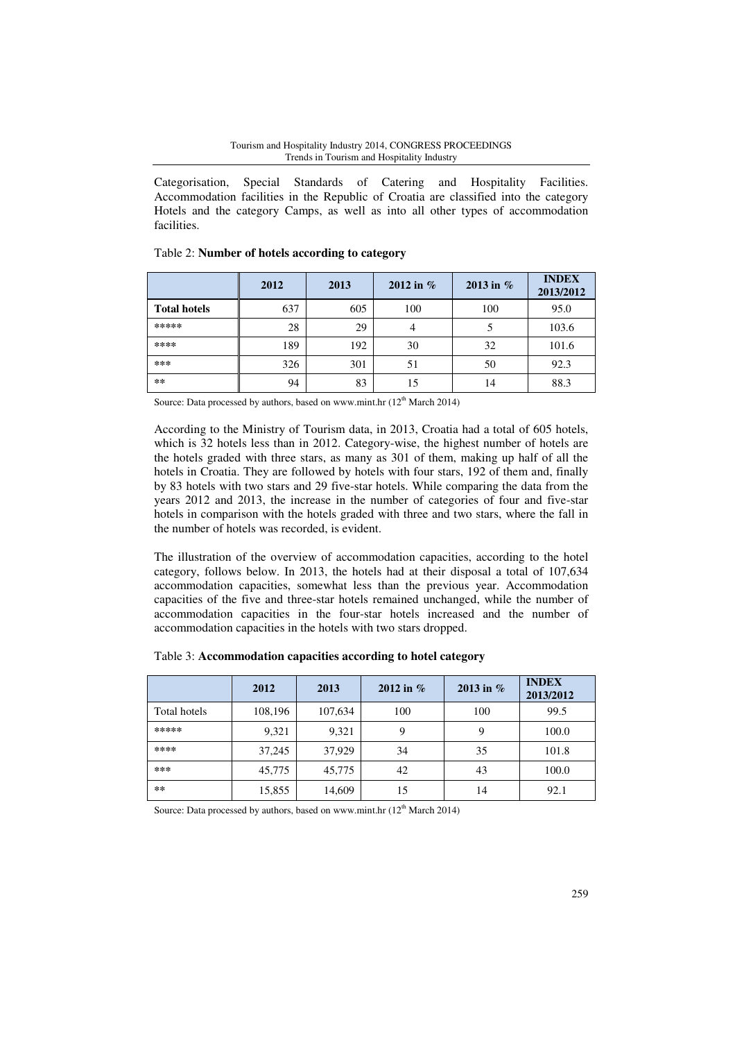Categorisation, Special Standards of Catering and Hospitality Facilities. Accommodation facilities in the Republic of Croatia are classified into the category Hotels and the category Camps, as well as into all other types of accommodation facilities.

Table 2: **Number of hotels according to category**

| | 2012 | 2013 | 2012 in % | 2013 in % | INDEX 2013/2012 |
|---|---|---|---|---|---|
| **Total hotels** | 637 | 605 | 100 | 100 | 95.0 |
| ***** | 28 | 29 | 4 | 5 | 103.6 |
| **** | 189 | 192 | 30 | 32 | 101.6 |
| *** | 326 | 301 | 51 | 50 | 92.3 |
| ** | 94 | 83 | 15 | 14 | 88.3 |

Source: Data processed by authors, based on www.mint.hr (12th March 2014)

According to the Ministry of Tourism data, in 2013, Croatia had a total of 605 hotels, which is 32 hotels less than in 2012. Category-wise, the highest number of hotels are the hotels graded with three stars, as many as 301 of them, making up half of all the hotels in Croatia. They are followed by hotels with four stars, 192 of them and, finally by 83 hotels with two stars and 29 five-star hotels. While comparing the data from the years 2012 and 2013, the increase in the number of categories of four and five-star hotels in comparison with the hotels graded with three and two stars, where the fall in the number of hotels was recorded, is evident.

The illustration of the overview of accommodation capacities, according to the hotel category, follows below. In 2013, the hotels had at their disposal a total of 107,634 accommodation capacities, somewhat less than the previous year. Accommodation capacities of the five and three-star hotels remained unchanged, while the number of accommodation capacities in the four-star hotels increased and the number of accommodation capacities in the hotels with two stars dropped.

Table 3: **Accommodation capacities according to hotel category**

| | 2012 | 2013 | 2012 in % | 2013 in % | INDEX 2013/2012 |
|---|---|---|---|---|---|
| Total hotels | 108,196 | 107,634 | 100 | 100 | 99.5 |
| ***** | 9,321 | 9,321 | 9 | 9 | 100.0 |
| **** | 37,245 | 37,929 | 34 | 35 | 101.8 |
| *** | 45,775 | 45,775 | 42 | 43 | 100.0 |
| ** | 15,855 | 14,609 | 15 | 14 | 92.1 |

Source: Data processed by authors, based on www.mint.hr (12th March 2014)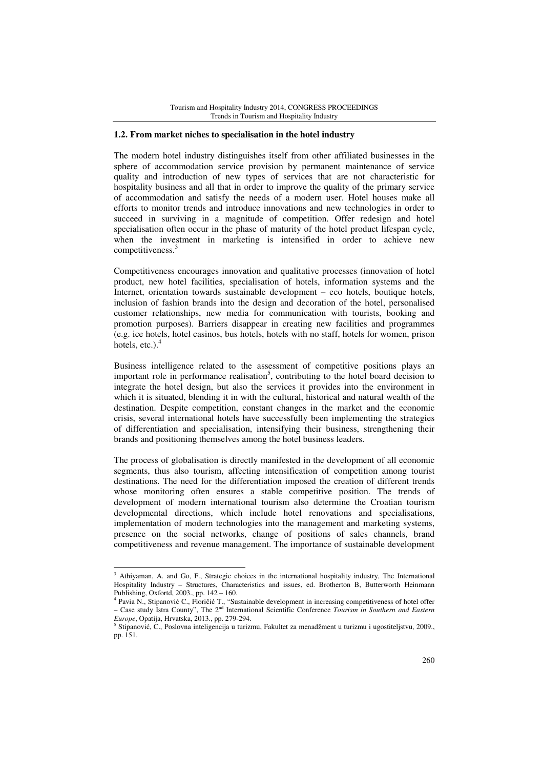### 1.2. From market niches to specialisation in the hotel industry

The modern hotel industry distinguishes itself from other affiliated businesses in the sphere of accommodation service provision by permanent maintenance of service quality and introduction of new types of services that are not characteristic for hospitality business and all that in order to improve the quality of the primary service of accommodation and satisfy the needs of a modern user. Hotel houses make all efforts to monitor trends and introduce innovations and new technologies in order to succeed in surviving in a magnitude of competition. Offer redesign and hotel specialisation often occur in the phase of maturity of the hotel product lifespan cycle, when the investment in marketing is intensified in order to achieve new competitiveness.[3]

Competitiveness encourages innovation and qualitative processes (innovation of hotel product, new hotel facilities, specialisation of hotels, information systems and the Internet, orientation towards sustainable development – eco hotels, boutique hotels, inclusion of fashion brands into the design and decoration of the hotel, personalised customer relationships, new media for communication with tourists, booking and promotion purposes). Barriers disappear in creating new facilities and programmes (e.g. ice hotels, hotel casinos, bus hotels, hotels with no staff, hotels for women, prison hotels, etc.).[4]

Business intelligence related to the assessment of competitive positions plays an important role in performance realisation[5], contributing to the hotel board decision to integrate the hotel design, but also the services it provides into the environment in which it is situated, blending it in with the cultural, historical and natural wealth of the destination. Despite competition, constant changes in the market and the economic crisis, several international hotels have successfully been implementing the strategies of differentiation and specialisation, intensifying their business, strengthening their brands and positioning themselves among the hotel business leaders.

The process of globalisation is directly manifested in the development of all economic segments, thus also tourism, affecting intensification of competition among tourist destinations. The need for the differentiation imposed the creation of different trends whose monitoring often ensures a stable competitive position. The trends of development of modern international tourism also determine the Croatian tourism developmental directions, which include hotel renovations and specialisations, implementation of modern technologies into the management and marketing systems, presence on the social networks, change of positions of sales channels, brand competitiveness and revenue management. The importance of sustainable development

---

[3] Athiyaman, A. and Go, F., Strategic choices in the international hospitality industry, The International Hospitality Industry – Structures, Characteristics and issues, ed. Brotherton B, Butterworth Heinmann Publishing, Oxfortd, 2003., pp. 142 – 160.

[4] Pavia N., Stipanović C., Floričić T., "Sustainable development in increasing competitiveness of hotel offer – Case study Istra County", The 2nd International Scientific Conference *Tourism in Southern and Eastern Europe*, Opatija, Hrvatska, 2013., pp. 279-294.

[5] Stipanović, C., Poslovna inteligencija u turizmu, Fakultet za menadžment u turizmu i ugostiteljstvu, 2009., pp. 151.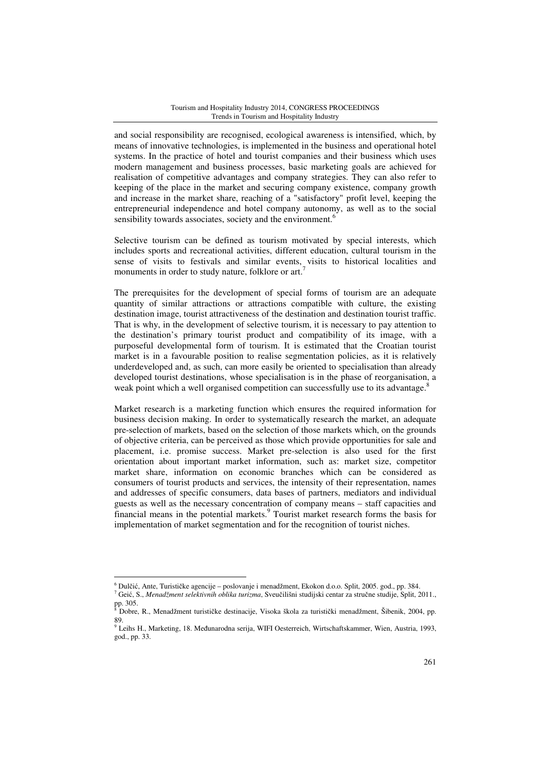and social responsibility are recognised, ecological awareness is intensified, which, by means of innovative technologies, is implemented in the business and operational hotel systems. In the practice of hotel and tourist companies and their business which uses modern management and business processes, basic marketing goals are achieved for realisation of competitive advantages and company strategies. They can also refer to keeping of the place in the market and securing company existence, company growth and increase in the market share, reaching of a "satisfactory" profit level, keeping the entrepreneurial independence and hotel company autonomy, as well as to the social sensibility towards associates, society and the environment.[6]

Selective tourism can be defined as tourism motivated by special interests, which includes sports and recreational activities, different education, cultural tourism in the sense of visits to festivals and similar events, visits to historical localities and monuments in order to study nature, folklore or art.[7]

The prerequisites for the development of special forms of tourism are an adequate quantity of similar attractions or attractions compatible with culture, the existing destination image, tourist attractiveness of the destination and destination tourist traffic. That is why, in the development of selective tourism, it is necessary to pay attention to the destination's primary tourist product and compatibility of its image, with a purposeful developmental form of tourism. It is estimated that the Croatian tourist market is in a favourable position to realise segmentation policies, as it is relatively underdeveloped and, as such, can more easily be oriented to specialisation than already developed tourist destinations, whose specialisation is in the phase of reorganisation, a weak point which a well organised competition can successfully use to its advantage.[8]

Market research is a marketing function which ensures the required information for business decision making. In order to systematically research the market, an adequate pre-selection of markets, based on the selection of those markets which, on the grounds of objective criteria, can be perceived as those which provide opportunities for sale and placement, i.e. promise success. Market pre-selection is also used for the first orientation about important market information, such as: market size, competitor market share, information on economic branches which can be considered as consumers of tourist products and services, the intensity of their representation, names and addresses of specific consumers, data bases of partners, mediators and individual guests as well as the necessary concentration of company means – staff capacities and financial means in the potential markets.[9] Tourist market research forms the basis for implementation of market segmentation and for the recognition of tourist niches.

---

[6] Dulčić, Ante, Turističke agencije – poslovanje i menadžment, Ekokon d.o.o. Split, 2005. god., pp. 384.

[7] Geić, S., *Menadžment selektivnih oblika turizma*, Sveučilišni studijski centar za stručne studije, Split, 2011., pp. 305.

[8] Dobre, R., Menadžment turističke destinacije, Visoka škola za turistički menadžment, Šibenik, 2004, pp. 89.

[9] Leihs H., Marketing, 18. Međunarodna serija, WIFI Oesterreich, Wirtschaftskammer, Wien, Austria, 1993, god., pp. 33.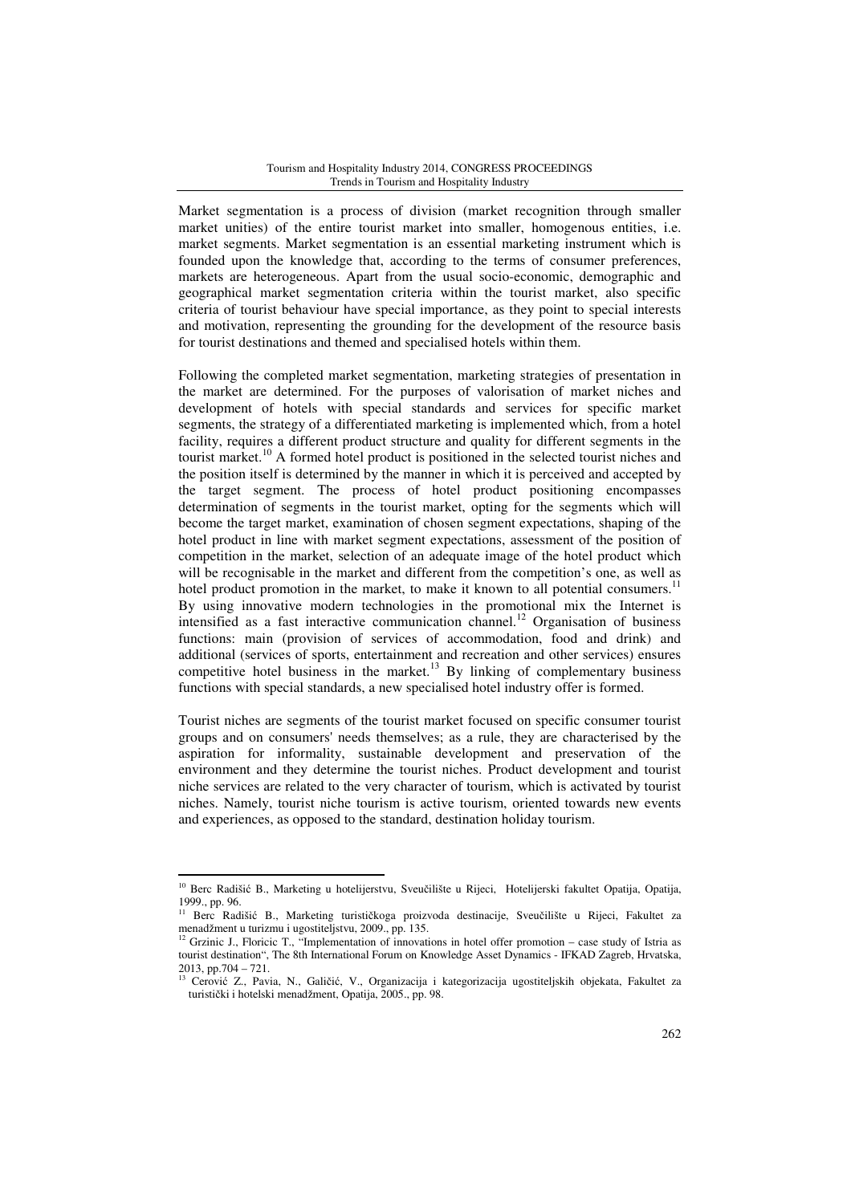Market segmentation is a process of division (market recognition through smaller market unities) of the entire tourist market into smaller, homogenous entities, i.e. market segments. Market segmentation is an essential marketing instrument which is founded upon the knowledge that, according to the terms of consumer preferences, markets are heterogeneous. Apart from the usual socio-economic, demographic and geographical market segmentation criteria within the tourist market, also specific criteria of tourist behaviour have special importance, as they point to special interests and motivation, representing the grounding for the development of the resource basis for tourist destinations and themed and specialised hotels within them.

Following the completed market segmentation, marketing strategies of presentation in the market are determined. For the purposes of valorisation of market niches and development of hotels with special standards and services for specific market segments, the strategy of a differentiated marketing is implemented which, from a hotel facility, requires a different product structure and quality for different segments in the tourist market.[10] A formed hotel product is positioned in the selected tourist niches and the position itself is determined by the manner in which it is perceived and accepted by the target segment. The process of hotel product positioning encompasses determination of segments in the tourist market, opting for the segments which will become the target market, examination of chosen segment expectations, shaping of the hotel product in line with market segment expectations, assessment of the position of competition in the market, selection of an adequate image of the hotel product which will be recognisable in the market and different from the competition's one, as well as hotel product promotion in the market, to make it known to all potential consumers.[11] By using innovative modern technologies in the promotional mix the Internet is intensified as a fast interactive communication channel.[12] Organisation of business functions: main (provision of services of accommodation, food and drink) and additional (services of sports, entertainment and recreation and other services) ensures competitive hotel business in the market.[13] By linking of complementary business functions with special standards, a new specialised hotel industry offer is formed.

Tourist niches are segments of the tourist market focused on specific consumer tourist groups and on consumers' needs themselves; as a rule, they are characterised by the aspiration for informality, sustainable development and preservation of the environment and they determine the tourist niches. Product development and tourist niche services are related to the very character of tourism, which is activated by tourist niches. Namely, tourist niche tourism is active tourism, oriented towards new events and experiences, as opposed to the standard, destination holiday tourism.

---

[10] Berc Radišić B., Marketing u hotelijerstvu, Sveučilište u Rijeci, Hotelijerski fakultet Opatija, Opatija, 1999., pp. 96.

[11] Berc Radišić B., Marketing turističkoga proizvoda destinacije, Sveučilište u Rijeci, Fakultet za menadžment u turizmu i ugostiteljstvu, 2009., pp. 135.

[12] Grzinic J., Floricic T., "Implementation of innovations in hotel offer promotion – case study of Istria as tourist destination", The 8th International Forum on Knowledge Asset Dynamics - IFKAD Zagreb, Hrvatska, 2013, pp.704 – 721.

[13] Cerović Z., Pavia, N., Galičić, V., Organizacija i kategorizacija ugostiteljskih objekata, Fakultet za turistički i hotelski menadžment, Opatija, 2005., pp. 98.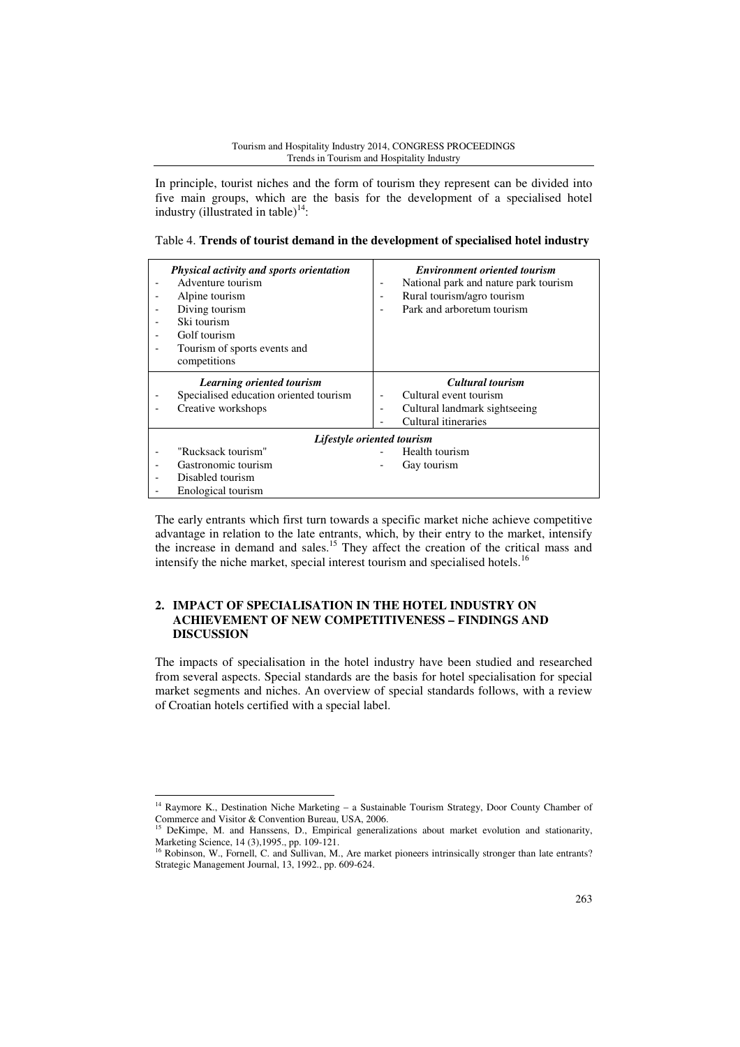In principle, tourist niches and the form of tourism they represent can be divided into five main groups, which are the basis for the development of a specialised hotel industry (illustrated in table)[14]:

Table 4. **Trends of tourist demand in the development of specialised hotel industry**

| ***Physical activity and sports orientation*** | ***Environment oriented tourism*** |
|---|---|
| - Adventure tourism<br>- Alpine tourism<br>- Diving tourism<br>- Ski tourism<br>- Golf tourism<br>- Tourism of sports events and competitions | - National park and nature park tourism<br>- Rural tourism/agro tourism<br>- Park and arboretum tourism |
| ***Learning oriented tourism*** | ***Cultural tourism*** |
| - Specialised education oriented tourism<br>- Creative workshops | - Cultural event tourism<br>- Cultural landmark sightseeing<br>- Cultural itineraries |
| ***Lifestyle oriented tourism*** | |
| - "Rucksack tourism"<br>- Gastronomic tourism<br>- Disabled tourism<br>- Enological tourism | - Health tourism<br>- Gay tourism |

The early entrants which first turn towards a specific market niche achieve competitive advantage in relation to the late entrants, which, by their entry to the market, intensify the increase in demand and sales.[15] They affect the creation of the critical mass and intensify the niche market, special interest tourism and specialised hotels.[16]

## 2. IMPACT OF SPECIALISATION IN THE HOTEL INDUSTRY ON ACHIEVEMENT OF NEW COMPETITIVENESS – FINDINGS AND DISCUSSION

The impacts of specialisation in the hotel industry have been studied and researched from several aspects. Special standards are the basis for hotel specialisation for special market segments and niches. An overview of special standards follows, with a review of Croatian hotels certified with a special label.

---

[14] Raymore K., Destination Niche Marketing – a Sustainable Tourism Strategy, Door County Chamber of Commerce and Visitor & Convention Bureau, USA, 2006.

[15] DeKimpe, M. and Hanssens, D., Empirical generalizations about market evolution and stationarity, Marketing Science, 14 (3),1995., pp. 109-121.

[16] Robinson, W., Fornell, C. and Sullivan, M., Are market pioneers intrinsically stronger than late entrants? Strategic Management Journal, 13, 1992., pp. 609-624.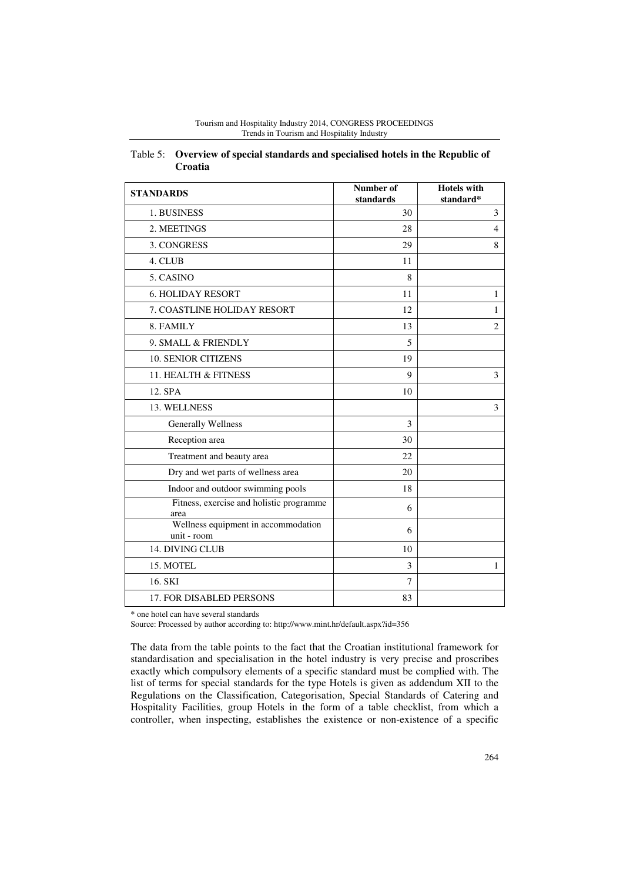Table 5: **Overview of special standards and specialised hotels in the Republic of Croatia**

| STANDARDS | Number of standards | Hotels with standard* |
|---|---|---|
| 1. BUSINESS | 30 | 3 |
| 2. MEETINGS | 28 | 4 |
| 3. CONGRESS | 29 | 8 |
| 4. CLUB | 11 | |
| 5. CASINO | 8 | |
| 6. HOLIDAY RESORT | 11 | 1 |
| 7. COASTLINE HOLIDAY RESORT | 12 | 1 |
| 8. FAMILY | 13 | 2 |
| 9. SMALL & FRIENDLY | 5 | |
| 10. SENIOR CITIZENS | 19 | |
| 11. HEALTH & FITNESS | 9 | 3 |
| 12. SPA | 10 | |
| 13. WELLNESS | | 3 |
| Generally Wellness | 3 | |
| Reception area | 30 | |
| Treatment and beauty area | 22 | |
| Dry and wet parts of wellness area | 20 | |
| Indoor and outdoor swimming pools | 18 | |
| Fitness, exercise and holistic programme area | 6 | |
| Wellness equipment in accommodation unit - room | 6 | |
| 14. DIVING CLUB | 10 | |
| 15. MOTEL | 3 | 1 |
| 16. SKI | 7 | |
| 17. FOR DISABLED PERSONS | 83 | |

* one hotel can have several standards

Source: Processed by author according to: http://www.mint.hr/default.aspx?id=356

The data from the table points to the fact that the Croatian institutional framework for standardisation and specialisation in the hotel industry is very precise and proscribes exactly which compulsory elements of a specific standard must be complied with. The list of terms for special standards for the type Hotels is given as addendum XII to the Regulations on the Classification, Categorisation, Special Standards of Catering and Hospitality Facilities, group Hotels in the form of a table checklist, from which a controller, when inspecting, establishes the existence or non-existence of a specific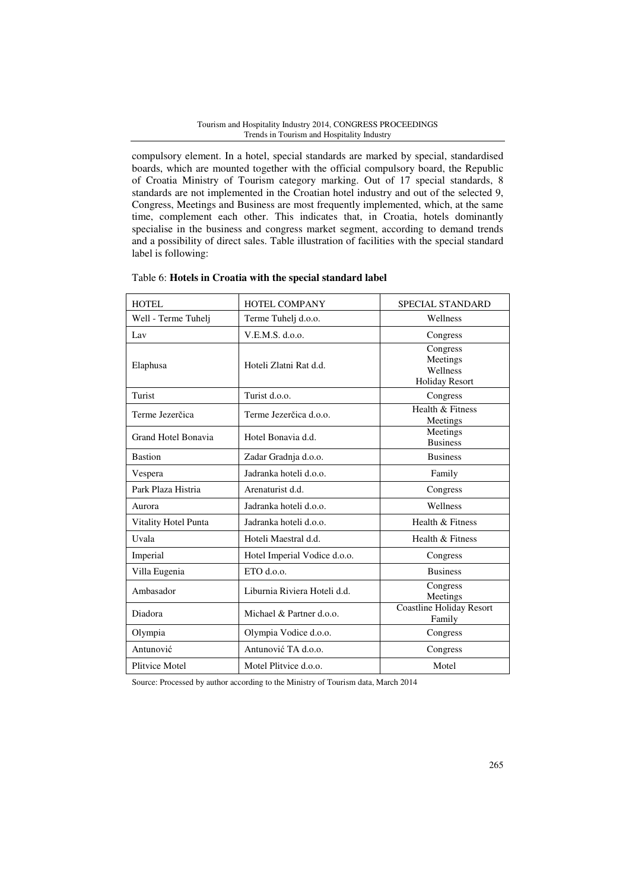compulsory element. In a hotel, special standards are marked by special, standardised boards, which are mounted together with the official compulsory board, the Republic of Croatia Ministry of Tourism category marking. Out of 17 special standards, 8 standards are not implemented in the Croatian hotel industry and out of the selected 9, Congress, Meetings and Business are most frequently implemented, which, at the same time, complement each other. This indicates that, in Croatia, hotels dominantly specialise in the business and congress market segment, according to demand trends and a possibility of direct sales. Table illustration of facilities with the special standard label is following:

Table 6: **Hotels in Croatia with the special standard label**

| HOTEL | HOTEL COMPANY | SPECIAL STANDARD |
|---|---|---|
| Well - Terme Tuhelj | Terme Tuhelj d.o.o. | Wellness |
| Lav | V.E.M.S. d.o.o. | Congress |
| Elaphusa | Hoteli Zlatni Rat d.d. | Congress<br>Meetings<br>Wellness<br>Holiday Resort |
| Turist | Turist d.o.o. | Congress |
| Terme Jezerčica | Terme Jezerčica d.o.o. | Health & Fitness<br>Meetings |
| Grand Hotel Bonavia | Hotel Bonavia d.d. | Meetings<br>Business |
| Bastion | Zadar Gradnja d.o.o. | Business |
| Vespera | Jadranka hoteli d.o.o. | Family |
| Park Plaza Histria | Arenaturist d.d. | Congress |
| Aurora | Jadranka hoteli d.o.o. | Wellness |
| Vitality Hotel Punta | Jadranka hoteli d.o.o. | Health & Fitness |
| Uvala | Hoteli Maestral d.d. | Health & Fitness |
| Imperial | Hotel Imperial Vodice d.o.o. | Congress |
| Villa Eugenia | ETO d.o.o. | Business |
| Ambasador | Liburnia Riviera Hoteli d.d. | Congress<br>Meetings |
| Diadora | Michael & Partner d.o.o. | Coastline Holiday Resort<br>Family |
| Olympia | Olympia Vodice d.o.o. | Congress |
| Antunović | Antunović TA d.o.o. | Congress |
| Plitvice Motel | Motel Plitvice d.o.o. | Motel |

Source: Processed by author according to the Ministry of Tourism data, March 2014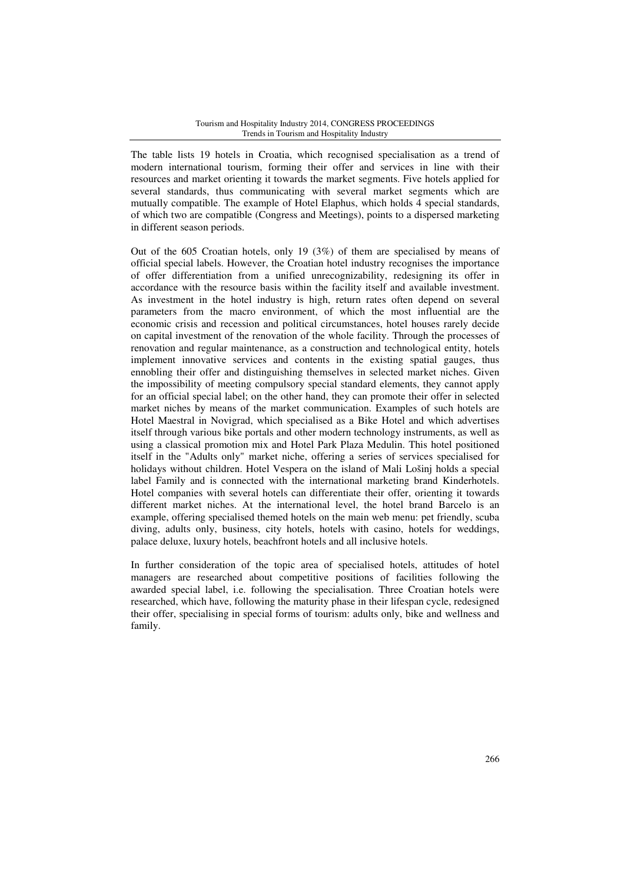The table lists 19 hotels in Croatia, which recognised specialisation as a trend of modern international tourism, forming their offer and services in line with their resources and market orienting it towards the market segments. Five hotels applied for several standards, thus communicating with several market segments which are mutually compatible. The example of Hotel Elaphus, which holds 4 special standards, of which two are compatible (Congress and Meetings), points to a dispersed marketing in different season periods.

Out of the 605 Croatian hotels, only 19 (3%) of them are specialised by means of official special labels. However, the Croatian hotel industry recognises the importance of offer differentiation from a unified unrecognizability, redesigning its offer in accordance with the resource basis within the facility itself and available investment. As investment in the hotel industry is high, return rates often depend on several parameters from the macro environment, of which the most influential are the economic crisis and recession and political circumstances, hotel houses rarely decide on capital investment of the renovation of the whole facility. Through the processes of renovation and regular maintenance, as a construction and technological entity, hotels implement innovative services and contents in the existing spatial gauges, thus ennobling their offer and distinguishing themselves in selected market niches. Given the impossibility of meeting compulsory special standard elements, they cannot apply for an official special label; on the other hand, they can promote their offer in selected market niches by means of the market communication. Examples of such hotels are Hotel Maestral in Novigrad, which specialised as a Bike Hotel and which advertises itself through various bike portals and other modern technology instruments, as well as using a classical promotion mix and Hotel Park Plaza Medulin. This hotel positioned itself in the "Adults only" market niche, offering a series of services specialised for holidays without children. Hotel Vespera on the island of Mali Lošinj holds a special label Family and is connected with the international marketing brand Kinderhotels. Hotel companies with several hotels can differentiate their offer, orienting it towards different market niches. At the international level, the hotel brand Barcelo is an example, offering specialised themed hotels on the main web menu: pet friendly, scuba diving, adults only, business, city hotels, hotels with casino, hotels for weddings, palace deluxe, luxury hotels, beachfront hotels and all inclusive hotels.

In further consideration of the topic area of specialised hotels, attitudes of hotel managers are researched about competitive positions of facilities following the awarded special label, i.e. following the specialisation. Three Croatian hotels were researched, which have, following the maturity phase in their lifespan cycle, redesigned their offer, specialising in special forms of tourism: adults only, bike and wellness and family.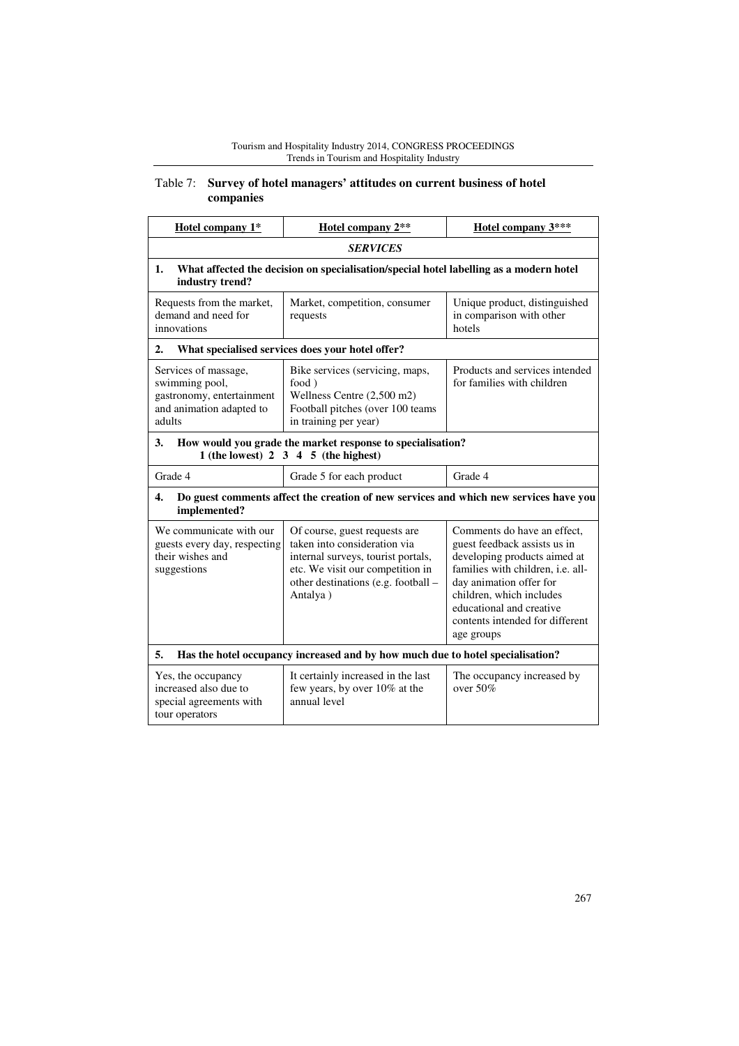Table 7: **Survey of hotel managers' attitudes on current business of hotel companies**

| Hotel company 1* | Hotel company 2** | Hotel company 3*** |
|---|---|---|
| ***SERVICES*** | | |
| **1. What affected the decision on specialisation/special hotel labelling as a modern hotel industry trend?** | | |
| Requests from the market, demand and need for innovations | Market, competition, consumer requests | Unique product, distinguished in comparison with other hotels |
| **2. What specialised services does your hotel offer?** | | |
| Services of massage, swimming pool, gastronomy, entertainment and animation adapted to adults | Bike services (servicing, maps, food )<br>Wellness Centre (2,500 m2)<br>Football pitches (over 100 teams in training per year) | Products and services intended for families with children |
| **3. How would you grade the market response to specialisation?**<br>**1 (the lowest) 2 3 4 5 (the highest)** | | |
| Grade 4 | Grade 5 for each product | Grade 4 |
| **4. Do guest comments affect the creation of new services and which new services have you implemented?** | | |
| We communicate with our guests every day, respecting their wishes and suggestions | Of course, guest requests are taken into consideration via internal surveys, tourist portals, etc. We visit our competition in other destinations (e.g. football – Antalya ) | Comments do have an effect, guest feedback assists us in developing products aimed at families with children, i.e. all-day animation offer for children, which includes educational and creative contents intended for different age groups |
| **5. Has the hotel occupancy increased and by how much due to hotel specialisation?** | | |
| Yes, the occupancy increased also due to special agreements with tour operators | It certainly increased in the last few years, by over 10% at the annual level | The occupancy increased by over 50% |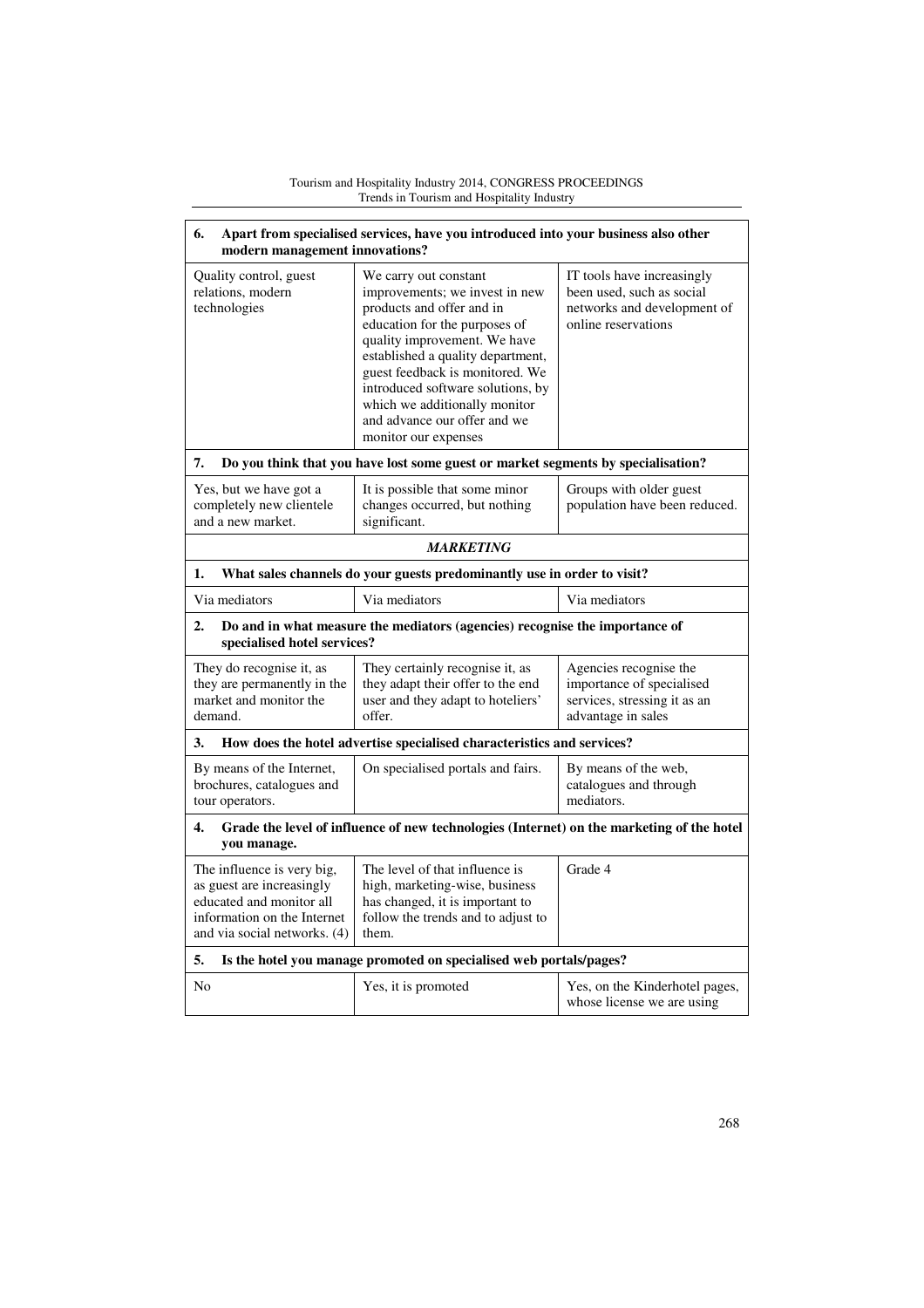| **6. Apart from specialised services, have you introduced into your business also other modern management innovations?** | | |
|---|---|---|
| Quality control, guest relations, modern technologies | We carry out constant improvements; we invest in new products and offer and in education for the purposes of quality improvement. We have established a quality department, guest feedback is monitored. We introduced software solutions, by which we additionally monitor and advance our offer and we monitor our expenses | IT tools have increasingly been used, such as social networks and development of online reservations |
| **7. Do you think that you have lost some guest or market segments by specialisation?** | | |
| Yes, but we have got a completely new clientele and a new market. | It is possible that some minor changes occurred, but nothing significant. | Groups with older guest population have been reduced. |
| ***MARKETING*** | | |
| **1. What sales channels do your guests predominantly use in order to visit?** | | |
| Via mediators | Via mediators | Via mediators |
| **2. Do and in what measure the mediators (agencies) recognise the importance of specialised hotel services?** | | |
| They do recognise it, as they are permanently in the market and monitor the demand. | They certainly recognise it, as they adapt their offer to the end user and they adapt to hoteliers' offer. | Agencies recognise the importance of specialised services, stressing it as an advantage in sales |
| **3. How does the hotel advertise specialised characteristics and services?** | | |
| By means of the Internet, brochures, catalogues and tour operators. | On specialised portals and fairs. | By means of the web, catalogues and through mediators. |
| **4. Grade the level of influence of new technologies (Internet) on the marketing of the hotel you manage.** | | |
| The influence is very big, as guest are increasingly educated and monitor all information on the Internet and via social networks. (4) | The level of that influence is high, marketing-wise, business has changed, it is important to follow the trends and to adjust to them. | Grade 4 |
| **5. Is the hotel you manage promoted on specialised web portals/pages?** | | |
| No | Yes, it is promoted | Yes, on the Kinderhotel pages, whose license we are using |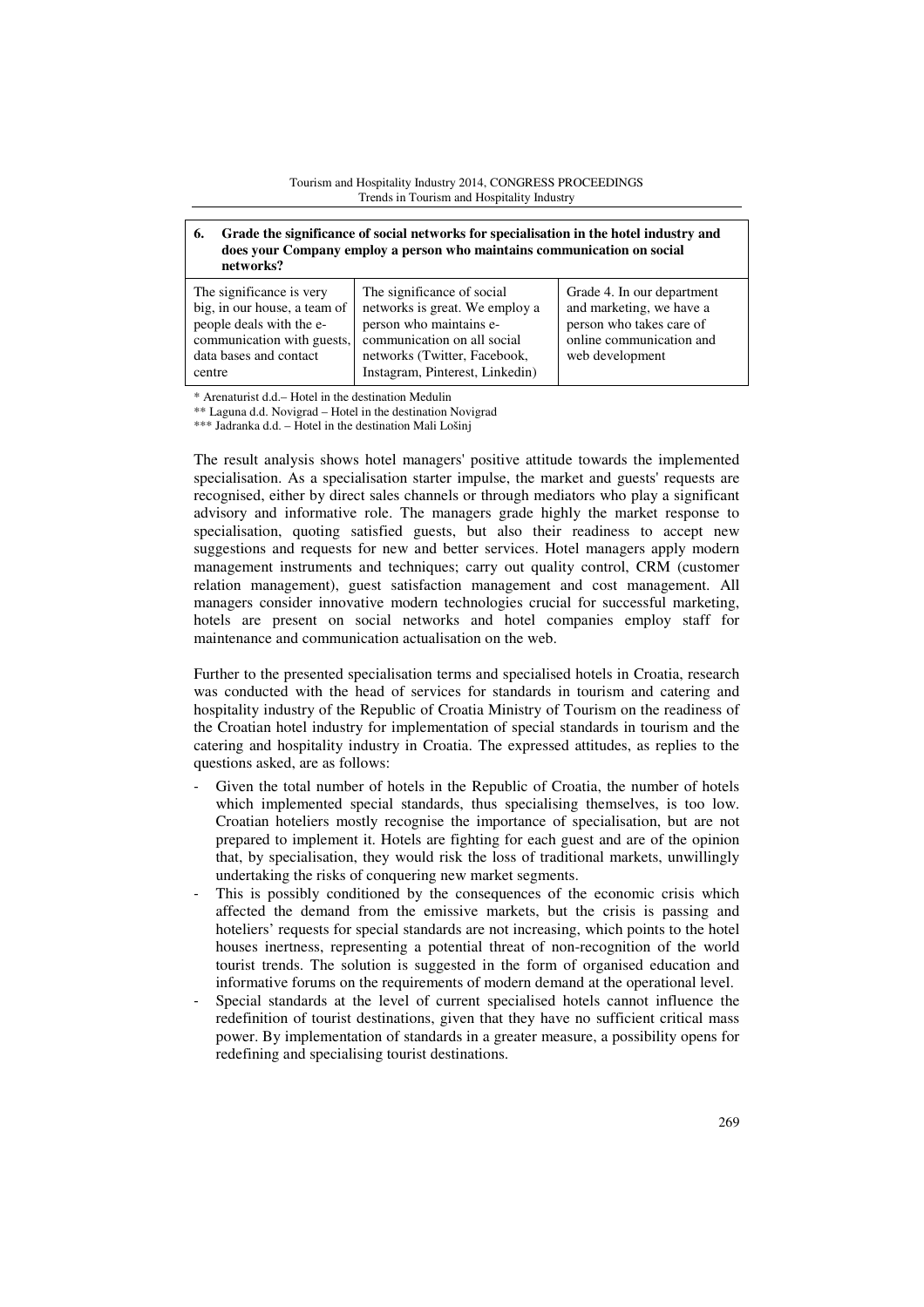| 6. Grade the significance of social networks for specialisation in the hotel industry and does your Company employ a person who maintains communication on social networks? | | |
|---|---|---|
| The significance is very big, in our house, a team of people deals with the e-communication with guests, data bases and contact centre | The significance of social networks is great. We employ a person who maintains e-communication on all social networks (Twitter, Facebook, Instagram, Pinterest, Linkedin) | Grade 4. In our department and marketing, we have a person who takes care of online communication and web development |

\* Arenaturist d.d.– Hotel in the destination Medulin

\*\* Laguna d.d. Novigrad – Hotel in the destination Novigrad

\*\*\* Jadranka d.d. – Hotel in the destination Mali Lošinj

The result analysis shows hotel managers' positive attitude towards the implemented specialisation. As a specialisation starter impulse, the market and guests' requests are recognised, either by direct sales channels or through mediators who play a significant advisory and informative role. The managers grade highly the market response to specialisation, quoting satisfied guests, but also their readiness to accept new suggestions and requests for new and better services. Hotel managers apply modern management instruments and techniques; carry out quality control, CRM (customer relation management), guest satisfaction management and cost management. All managers consider innovative modern technologies crucial for successful marketing, hotels are present on social networks and hotel companies employ staff for maintenance and communication actualisation on the web.

Further to the presented specialisation terms and specialised hotels in Croatia, research was conducted with the head of services for standards in tourism and catering and hospitality industry of the Republic of Croatia Ministry of Tourism on the readiness of the Croatian hotel industry for implementation of special standards in tourism and the catering and hospitality industry in Croatia. The expressed attitudes, as replies to the questions asked, are as follows:

- Given the total number of hotels in the Republic of Croatia, the number of hotels which implemented special standards, thus specialising themselves, is too low. Croatian hoteliers mostly recognise the importance of specialisation, but are not prepared to implement it. Hotels are fighting for each guest and are of the opinion that, by specialisation, they would risk the loss of traditional markets, unwillingly undertaking the risks of conquering new market segments.
- This is possibly conditioned by the consequences of the economic crisis which affected the demand from the emissive markets, but the crisis is passing and hoteliers' requests for special standards are not increasing, which points to the hotel houses inertness, representing a potential threat of non-recognition of the world tourist trends. The solution is suggested in the form of organised education and informative forums on the requirements of modern demand at the operational level.
- Special standards at the level of current specialised hotels cannot influence the redefinition of tourist destinations, given that they have no sufficient critical mass power. By implementation of standards in a greater measure, a possibility opens for redefining and specialising tourist destinations.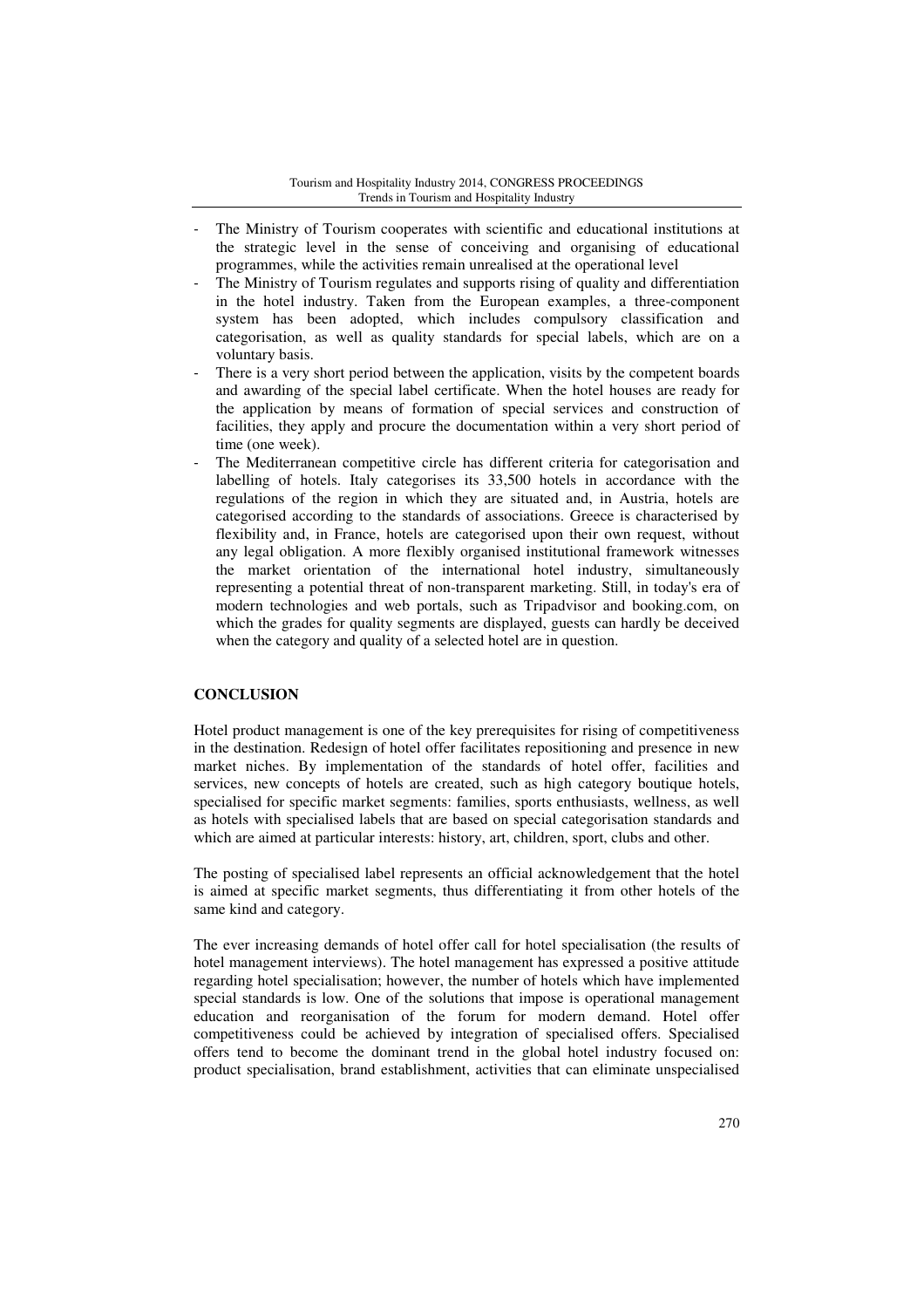- The Ministry of Tourism cooperates with scientific and educational institutions at the strategic level in the sense of conceiving and organising of educational programmes, while the activities remain unrealised at the operational level
- The Ministry of Tourism regulates and supports rising of quality and differentiation in the hotel industry. Taken from the European examples, a three-component system has been adopted, which includes compulsory classification and categorisation, as well as quality standards for special labels, which are on a voluntary basis.
- There is a very short period between the application, visits by the competent boards and awarding of the special label certificate. When the hotel houses are ready for the application by means of formation of special services and construction of facilities, they apply and procure the documentation within a very short period of time (one week).
- The Mediterranean competitive circle has different criteria for categorisation and labelling of hotels. Italy categorises its 33,500 hotels in accordance with the regulations of the region in which they are situated and, in Austria, hotels are categorised according to the standards of associations. Greece is characterised by flexibility and, in France, hotels are categorised upon their own request, without any legal obligation. A more flexibly organised institutional framework witnesses the market orientation of the international hotel industry, simultaneously representing a potential threat of non-transparent marketing. Still, in today's era of modern technologies and web portals, such as Tripadvisor and booking.com, on which the grades for quality segments are displayed, guests can hardly be deceived when the category and quality of a selected hotel are in question.

## CONCLUSION

Hotel product management is one of the key prerequisites for rising of competitiveness in the destination. Redesign of hotel offer facilitates repositioning and presence in new market niches. By implementation of the standards of hotel offer, facilities and services, new concepts of hotels are created, such as high category boutique hotels, specialised for specific market segments: families, sports enthusiasts, wellness, as well as hotels with specialised labels that are based on special categorisation standards and which are aimed at particular interests: history, art, children, sport, clubs and other.

The posting of specialised label represents an official acknowledgement that the hotel is aimed at specific market segments, thus differentiating it from other hotels of the same kind and category.

The ever increasing demands of hotel offer call for hotel specialisation (the results of hotel management interviews). The hotel management has expressed a positive attitude regarding hotel specialisation; however, the number of hotels which have implemented special standards is low. One of the solutions that impose is operational management education and reorganisation of the forum for modern demand. Hotel offer competitiveness could be achieved by integration of specialised offers. Specialised offers tend to become the dominant trend in the global hotel industry focused on: product specialisation, brand establishment, activities that can eliminate unspecialised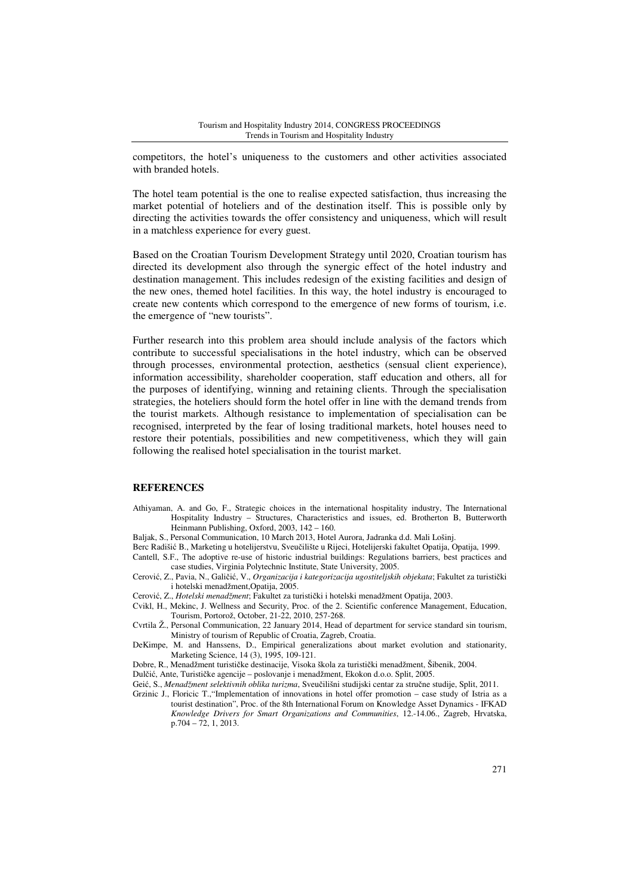competitors, the hotel's uniqueness to the customers and other activities associated with branded hotels.

The hotel team potential is the one to realise expected satisfaction, thus increasing the market potential of hoteliers and of the destination itself. This is possible only by directing the activities towards the offer consistency and uniqueness, which will result in a matchless experience for every guest.

Based on the Croatian Tourism Development Strategy until 2020, Croatian tourism has directed its development also through the synergic effect of the hotel industry and destination management. This includes redesign of the existing facilities and design of the new ones, themed hotel facilities. In this way, the hotel industry is encouraged to create new contents which correspond to the emergence of new forms of tourism, i.e. the emergence of "new tourists".

Further research into this problem area should include analysis of the factors which contribute to successful specialisations in the hotel industry, which can be observed through processes, environmental protection, aesthetics (sensual client experience), information accessibility, shareholder cooperation, staff education and others, all for the purposes of identifying, winning and retaining clients. Through the specialisation strategies, the hoteliers should form the hotel offer in line with the demand trends from the tourist markets. Although resistance to implementation of specialisation can be recognised, interpreted by the fear of losing traditional markets, hotel houses need to restore their potentials, possibilities and new competitiveness, which they will gain following the realised hotel specialisation in the tourist market.

## REFERENCES

Athiyaman, A. and Go, F., Strategic choices in the international hospitality industry, The International Hospitality Industry – Structures, Characteristics and issues, ed. Brotherton B, Butterworth Heinmann Publishing, Oxford, 2003, 142 – 160.

Baljak, S., Personal Communication, 10 March 2013, Hotel Aurora, Jadranka d.d. Mali Lošinj.

Berc Radišić B., Marketing u hotelijerstvu, Sveučilište u Rijeci, Hotelijerski fakultet Opatija, Opatija, 1999.

Cantell, S.F., The adoptive re-use of historic industrial buildings: Regulations barriers, best practices and case studies, Virginia Polytechnic Institute, State University, 2005.

Cerović, Z., Pavia, N., Galičić, V., *Organizacija i kategorizacija ugostiteljskih objekata*; Fakultet za turistički i hotelski menadžment,Opatija, 2005.

Cerović, Z., *Hotelski menadžment*; Fakultet za turistički i hotelski menadžment Opatija, 2003.

Cvikl, H., Mekinc, J. Wellness and Security, Proc. of the 2. Scientific conference Management, Education, Tourism, Portorož, October, 21-22, 2010, 257-268.

Cvrtila Ž., Personal Communication, 22 January 2014, Head of department for service standard sin tourism, Ministry of tourism of Republic of Croatia, Zagreb, Croatia.

DeKimpe, M. and Hanssens, D., Empirical generalizations about market evolution and stationarity, Marketing Science, 14 (3), 1995, 109-121.

Dobre, R., Menadžment turističke destinacije, Visoka škola za turistički menadžment, Šibenik, 2004.

Dulčić, Ante, Turističke agencije – poslovanje i menadžment, Ekokon d.o.o. Split, 2005.

Geić, S., *Menadžment selektivnih oblika turizma*, Sveučilišni studijski centar za stručne studije, Split, 2011.

Grzinic J., Floricic T.,"Implementation of innovations in hotel offer promotion – case study of Istria as a tourist destination", Proc. of the 8th International Forum on Knowledge Asset Dynamics - IFKAD *Knowledge Drivers for Smart Organizations and Communities*, 12.-14.06., Zagreb, Hrvatska, p.704 – 72, 1, 2013.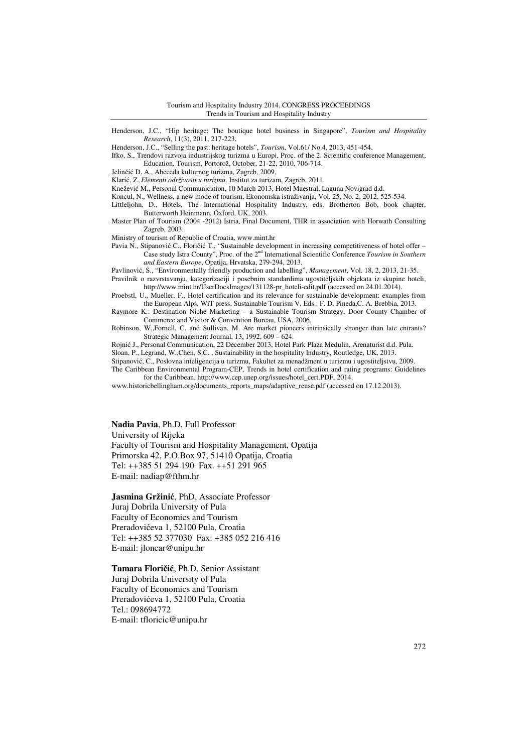Henderson, J.C., "Hip heritage: The boutique hotel business in Singapore", *Tourism and Hospitality Research*, 11(3), 2011, 217-223.

Henderson, J.C., "Selling the past: heritage hotels", *Tourism*, Vol.61/ No.4, 2013, 451-454.

Ifko, S., Trendovi razvoja industrijskog turizma u Europi, Proc. of the 2. Scientific conference Management, Education, Tourism, Portorož, October, 21-22, 2010, 706-714.

Jelinčić D. A., Abeceda kulturnog turizma, Zagreb, 2009.

Klarić, Z. *Elementi održivosti u turizmu*. Institut za turizam, Zagreb, 2011.

Knežević M., Personal Communication, 10 March 2013, Hotel Maestral, Laguna Novigrad d.d.

Koncul, N., Wellness, a new mode of tourism, Ekonomska istraživanja, Vol. 25, No. 2, 2012, 525-534.

Littleljohn, D., Hotels, The International Hospitality Industry, eds. Brotherton Bob, book chapter, Butterworth Heinmann, Oxford, UK, 2003.

Master Plan of Tourism (2004 -2012) Istria, Final Document, THR in association with Horwath Consulting Zagreb, 2003.

Ministry of tourism of Republic of Croatia, www.mint.hr

Pavia N., Stipanović C., Floričić T., "Sustainable development in increasing competitiveness of hotel offer – Case study Istra County", Proc. of the 2nd International Scientific Conference *Tourism in Southern and Eastern Europe*, Opatija, Hrvatska, 279-294, 2013.

Pavlinović, S., "Environmentally friendly production and labelling", *Management*, Vol. 18, 2, 2013, 21-35.

Pravilnik o razvrstavanju, kategorizaciji i posebnim standardima ugostiteljskih objekata iz skupine hoteli, http://www.mint.hr/UserDocsImages/131128-pr_hoteli-edit.pdf (accessed on 24.01.2014).

Proebstl, U., Mueller, F., Hotel certification and its relevance for sustainable development: examples from the European Alps, WiT press, Sustainable Tourism V, Eds.: F. D. Pineda,C. A. Brebbia, 2013.

Raymore K.: Destination Niche Marketing – a Sustainable Tourism Strategy, Door County Chamber of Commerce and Visitor & Convention Bureau, USA, 2006.

Robinson, W.,Fornell, C. and Sullivan, M. Are market pioneers intrinsically stronger than late entrants? Strategic Management Journal, 13, 1992, 609 – 624.

Rojnić J., Personal Communication, 22 December 2013, Hotel Park Plaza Medulin, Arenaturist d.d. Pula.

Sloan, P., Legrand, W.,Chen, S.C. , Sustainability in the hospitality Industry, Routledge, UK, 2013.

Stipanović, C., Poslovna inteligencija u turizmu, Fakultet za menadžment u turizmu i ugostiteljstvu, 2009.

The Caribbean Environmental Program-CEP, Trends in hotel certification and rating programs: Guidelines for the Caribbean, http://www.cep.unep.org/issues/hotel_cert.PDF, 2014.

www.historicbellingham.org/documents_reports_maps/adaptive_reuse.pdf (accessed on 17.12.2013).

**Nadia Pavia**, Ph.D, Full Professor
University of Rijeka
Faculty of Tourism and Hospitality Management, Opatija
Primorska 42, P.O.Box 97, 51410 Opatija, Croatia
Tel: ++385 51 294 190 Fax. ++51 291 965
E-mail: nadiap@fthm.hr

**Jasmina Gržinić**, PhD, Associate Professor
Juraj Dobrila University of Pula
Faculty of Economics and Tourism
Preradovićeva 1, 52100 Pula, Croatia
Tel: ++385 52 377030 Fax: +385 052 216 416
E-mail: jloncar@unipu.hr

**Tamara Floričić**, Ph.D, Senior Assistant
Juraj Dobrila University of Pula
Faculty of Economics and Tourism
Preradovićeva 1, 52100 Pula, Croatia
Tel.: 098694772
E-mail: tfloricic@unipu.hr